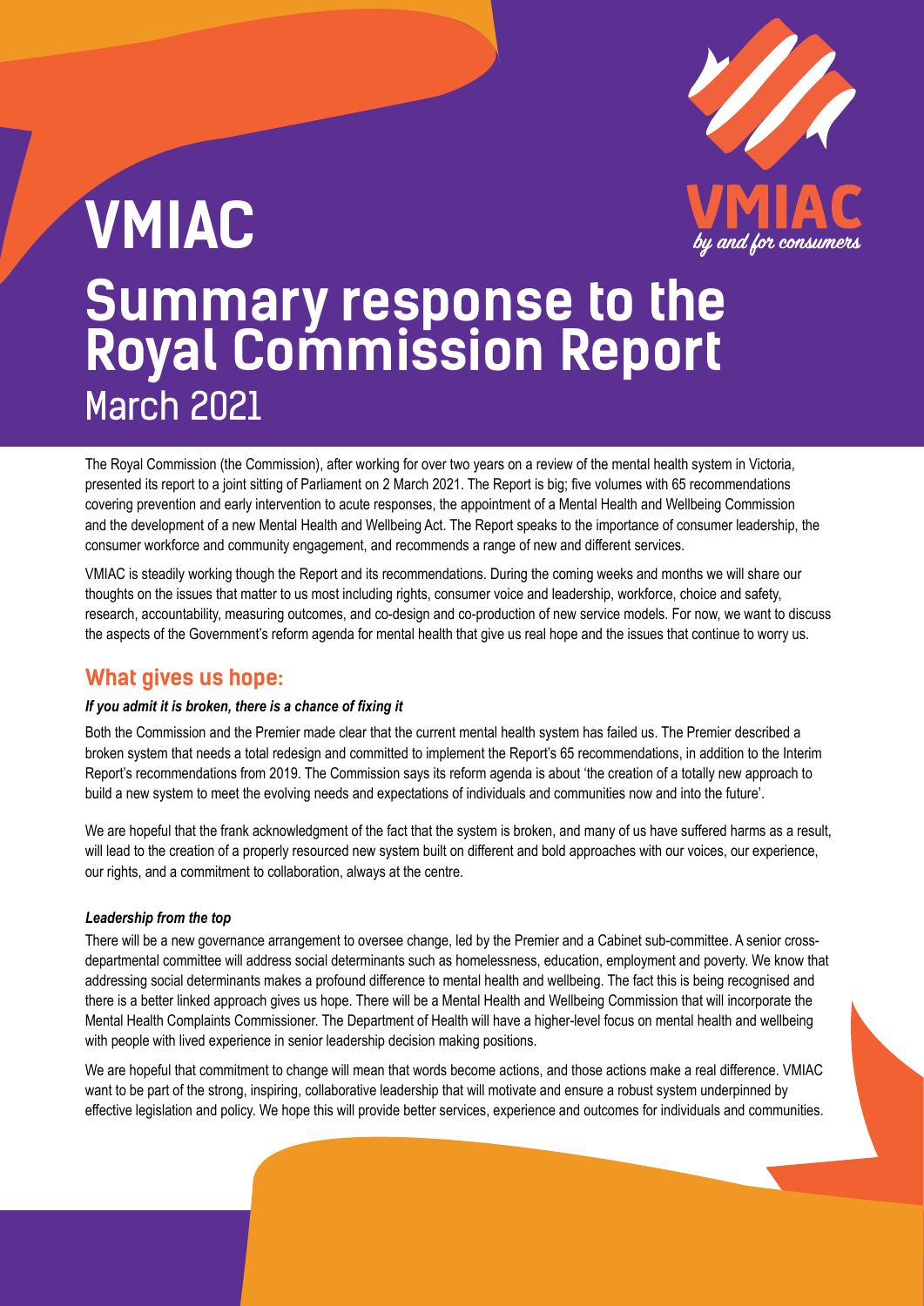# VMIAC

# Summary response to the Royal Commission Report

## March 2021

The Royal Commission (the Commission), after working for over two years on a review of the mental health system in Victoria, presented its report to a joint sitting of Parliament on 2 March 2021. The Report is big; five volumes with 65 recommendations covering prevention and early intervention to acute responses, the appointment of a Mental Health and Wellbeing Commission and the development of a new Mental Health and Wellbeing Act. The Report speaks to the importance of consumer leadership, the consumer workforce and community engagement, and recommends a range of new and different services.

VMIAC is steadily working though the Report and its recommendations. During the coming weeks and months we will share our thoughts on the issues that matter to us most including rights, consumer voice and leadership, workforce, choice and safety, research, accountability, measuring outcomes, and co-design and co-production of new service models. For now, we want to discuss the aspects of the Government's reform agenda for mental health that give us real hope and the issues that continue to worry us.

## What gives us hope:

***If you admit it is broken, there is a chance of fixing it***

Both the Commission and the Premier made clear that the current mental health system has failed us. The Premier described a broken system that needs a total redesign and committed to implement the Report's 65 recommendations, in addition to the Interim Report's recommendations from 2019. The Commission says its reform agenda is about 'the creation of a totally new approach to build a new system to meet the evolving needs and expectations of individuals and communities now and into the future'.

We are hopeful that the frank acknowledgment of the fact that the system is broken, and many of us have suffered harms as a result, will lead to the creation of a properly resourced new system built on different and bold approaches with our voices, our experience, our rights, and a commitment to collaboration, always at the centre.

***Leadership from the top***

There will be a new governance arrangement to oversee change, led by the Premier and a Cabinet sub-committee. A senior cross-departmental committee will address social determinants such as homelessness, education, employment and poverty. We know that addressing social determinants makes a profound difference to mental health and wellbeing. The fact this is being recognised and there is a better linked approach gives us hope. There will be a Mental Health and Wellbeing Commission that will incorporate the Mental Health Complaints Commissioner. The Department of Health will have a higher-level focus on mental health and wellbeing with people with lived experience in senior leadership decision making positions.

We are hopeful that commitment to change will mean that words become actions, and those actions make a real difference. VMIAC want to be part of the strong, inspiring, collaborative leadership that will motivate and ensure a robust system underpinned by effective legislation and policy. We hope this will provide better services, experience and outcomes for individuals and communities.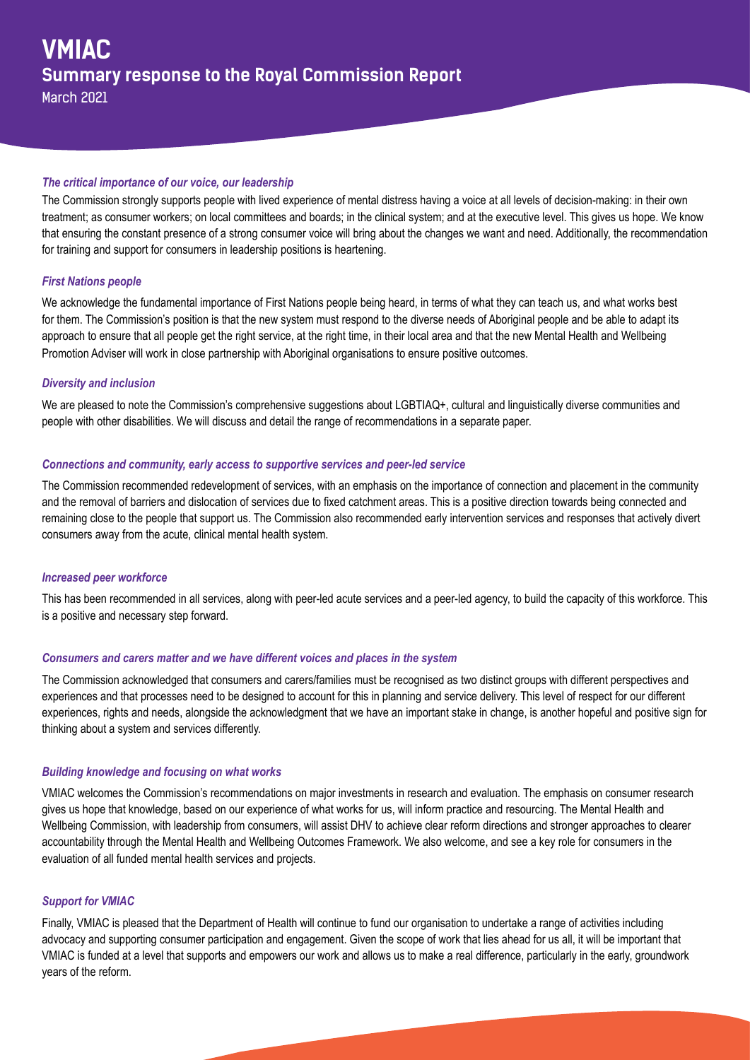# VMIAC

## Summary response to the Royal Commission Report

March 2021

### *The critical importance of our voice, our leadership*

The Commission strongly supports people with lived experience of mental distress having a voice at all levels of decision-making: in their own treatment; as consumer workers; on local committees and boards; in the clinical system; and at the executive level. This gives us hope. We know that ensuring the constant presence of a strong consumer voice will bring about the changes we want and need. Additionally, the recommendation for training and support for consumers in leadership positions is heartening.

### *First Nations people*

We acknowledge the fundamental importance of First Nations people being heard, in terms of what they can teach us, and what works best for them. The Commission's position is that the new system must respond to the diverse needs of Aboriginal people and be able to adapt its approach to ensure that all people get the right service, at the right time, in their local area and that the new Mental Health and Wellbeing Promotion Adviser will work in close partnership with Aboriginal organisations to ensure positive outcomes.

### *Diversity and inclusion*

We are pleased to note the Commission's comprehensive suggestions about LGBTIAQ+, cultural and linguistically diverse communities and people with other disabilities. We will discuss and detail the range of recommendations in a separate paper.

### *Connections and community, early access to supportive services and peer-led service*

The Commission recommended redevelopment of services, with an emphasis on the importance of connection and placement in the community and the removal of barriers and dislocation of services due to fixed catchment areas. This is a positive direction towards being connected and remaining close to the people that support us. The Commission also recommended early intervention services and responses that actively divert consumers away from the acute, clinical mental health system.

### *Increased peer workforce*

This has been recommended in all services, along with peer-led acute services and a peer-led agency, to build the capacity of this workforce. This is a positive and necessary step forward.

### *Consumers and carers matter and we have different voices and places in the system*

The Commission acknowledged that consumers and carers/families must be recognised as two distinct groups with different perspectives and experiences and that processes need to be designed to account for this in planning and service delivery. This level of respect for our different experiences, rights and needs, alongside the acknowledgment that we have an important stake in change, is another hopeful and positive sign for thinking about a system and services differently.

### *Building knowledge and focusing on what works*

VMIAC welcomes the Commission's recommendations on major investments in research and evaluation. The emphasis on consumer research gives us hope that knowledge, based on our experience of what works for us, will inform practice and resourcing. The Mental Health and Wellbeing Commission, with leadership from consumers, will assist DHV to achieve clear reform directions and stronger approaches to clearer accountability through the Mental Health and Wellbeing Outcomes Framework. We also welcome, and see a key role for consumers in the evaluation of all funded mental health services and projects.

### *Support for VMIAC*

Finally, VMIAC is pleased that the Department of Health will continue to fund our organisation to undertake a range of activities including advocacy and supporting consumer participation and engagement. Given the scope of work that lies ahead for us all, it will be important that VMIAC is funded at a level that supports and empowers our work and allows us to make a real difference, particularly in the early, groundwork years of the reform.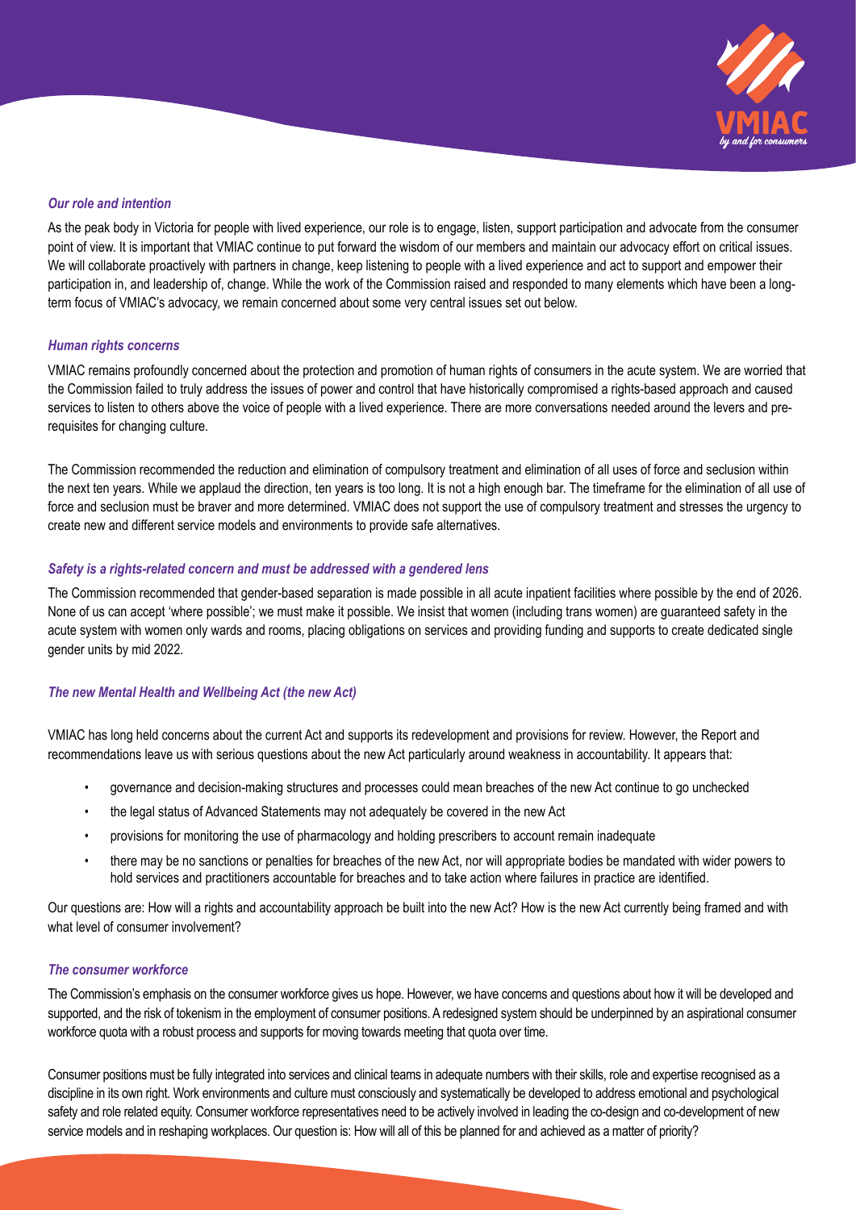### *Our role and intention*

As the peak body in Victoria for people with lived experience, our role is to engage, listen, support participation and advocate from the consumer point of view. It is important that VMIAC continue to put forward the wisdom of our members and maintain our advocacy effort on critical issues. We will collaborate proactively with partners in change, keep listening to people with a lived experience and act to support and empower their participation in, and leadership of, change. While the work of the Commission raised and responded to many elements which have been a long-term focus of VMIAC's advocacy, we remain concerned about some very central issues set out below.

### *Human rights concerns*

VMIAC remains profoundly concerned about the protection and promotion of human rights of consumers in the acute system. We are worried that the Commission failed to truly address the issues of power and control that have historically compromised a rights-based approach and caused services to listen to others above the voice of people with a lived experience. There are more conversations needed around the levers and pre-requisites for changing culture.

The Commission recommended the reduction and elimination of compulsory treatment and elimination of all uses of force and seclusion within the next ten years. While we applaud the direction, ten years is too long. It is not a high enough bar. The timeframe for the elimination of all use of force and seclusion must be braver and more determined. VMIAC does not support the use of compulsory treatment and stresses the urgency to create new and different service models and environments to provide safe alternatives.

### *Safety is a rights-related concern and must be addressed with a gendered lens*

The Commission recommended that gender-based separation is made possible in all acute inpatient facilities where possible by the end of 2026. None of us can accept 'where possible'; we must make it possible. We insist that women (including trans women) are guaranteed safety in the acute system with women only wards and rooms, placing obligations on services and providing funding and supports to create dedicated single gender units by mid 2022.

### *The new Mental Health and Wellbeing Act (the new Act)*

VMIAC has long held concerns about the current Act and supports its redevelopment and provisions for review. However, the Report and recommendations leave us with serious questions about the new Act particularly around weakness in accountability. It appears that:

- governance and decision-making structures and processes could mean breaches of the new Act continue to go unchecked
- the legal status of Advanced Statements may not adequately be covered in the new Act
- provisions for monitoring the use of pharmacology and holding prescribers to account remain inadequate
- there may be no sanctions or penalties for breaches of the new Act, nor will appropriate bodies be mandated with wider powers to hold services and practitioners accountable for breaches and to take action where failures in practice are identified.

Our questions are: How will a rights and accountability approach be built into the new Act? How is the new Act currently being framed and with what level of consumer involvement?

### *The consumer workforce*

The Commission's emphasis on the consumer workforce gives us hope. However, we have concerns and questions about how it will be developed and supported, and the risk of tokenism in the employment of consumer positions. A redesigned system should be underpinned by an aspirational consumer workforce quota with a robust process and supports for moving towards meeting that quota over time.

Consumer positions must be fully integrated into services and clinical teams in adequate numbers with their skills, role and expertise recognised as a discipline in its own right. Work environments and culture must consciously and systematically be developed to address emotional and psychological safety and role related equity. Consumer workforce representatives need to be actively involved in leading the co-design and co-development of new service models and in reshaping workplaces. Our question is: How will all of this be planned for and achieved as a matter of priority?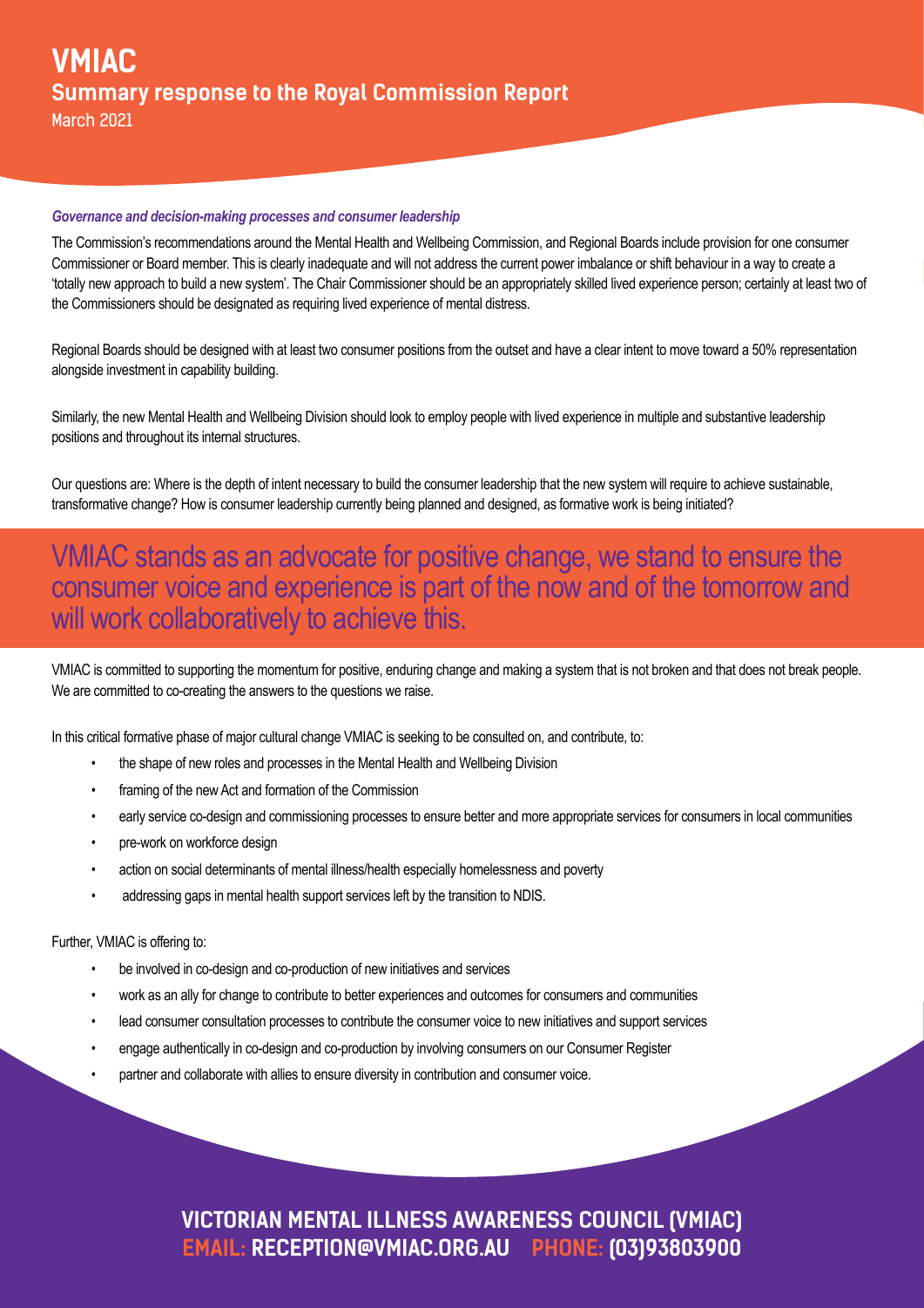# VMIAC

## Summary response to the Royal Commission Report

March 2021

***Governance and decision-making processes and consumer leadership***

The Commission's recommendations around the Mental Health and Wellbeing Commission, and Regional Boards include provision for one consumer Commissioner or Board member. This is clearly inadequate and will not address the current power imbalance or shift behaviour in a way to create a 'totally new approach to build a new system'. The Chair Commissioner should be an appropriately skilled lived experience person; certainly at least two of the Commissioners should be designated as requiring lived experience of mental distress.

Regional Boards should be designed with at least two consumer positions from the outset and have a clear intent to move toward a 50% representation alongside investment in capability building.

Similarly, the new Mental Health and Wellbeing Division should look to employ people with lived experience in multiple and substantive leadership positions and throughout its internal structures.

Our questions are: Where is the depth of intent necessary to build the consumer leadership that the new system will require to achieve sustainable, transformative change? How is consumer leadership currently being planned and designed, as formative work is being initiated?

VMIAC stands as an advocate for positive change, we stand to ensure the consumer voice and experience is part of the now and of the tomorrow and will work collaboratively to achieve this.

VMIAC is committed to supporting the momentum for positive, enduring change and making a system that is not broken and that does not break people. We are committed to co-creating the answers to the questions we raise.

In this critical formative phase of major cultural change VMIAC is seeking to be consulted on, and contribute, to:

- the shape of new roles and processes in the Mental Health and Wellbeing Division
- framing of the new Act and formation of the Commission
- early service co-design and commissioning processes to ensure better and more appropriate services for consumers in local communities
- pre-work on workforce design
- action on social determinants of mental illness/health especially homelessness and poverty
- addressing gaps in mental health support services left by the transition to NDIS.

Further, VMIAC is offering to:

- be involved in co-design and co-production of new initiatives and services
- work as an ally for change to contribute to better experiences and outcomes for consumers and communities
- lead consumer consultation processes to contribute the consumer voice to new initiatives and support services
- engage authentically in co-design and co-production by involving consumers on our Consumer Register
- partner and collaborate with allies to ensure diversity in contribution and consumer voice.

**VICTORIAN MENTAL ILLNESS AWARENESS COUNCIL (VMIAC)**
**EMAIL: RECEPTION@VMIAC.ORG.AU PHONE: (03)93803900**